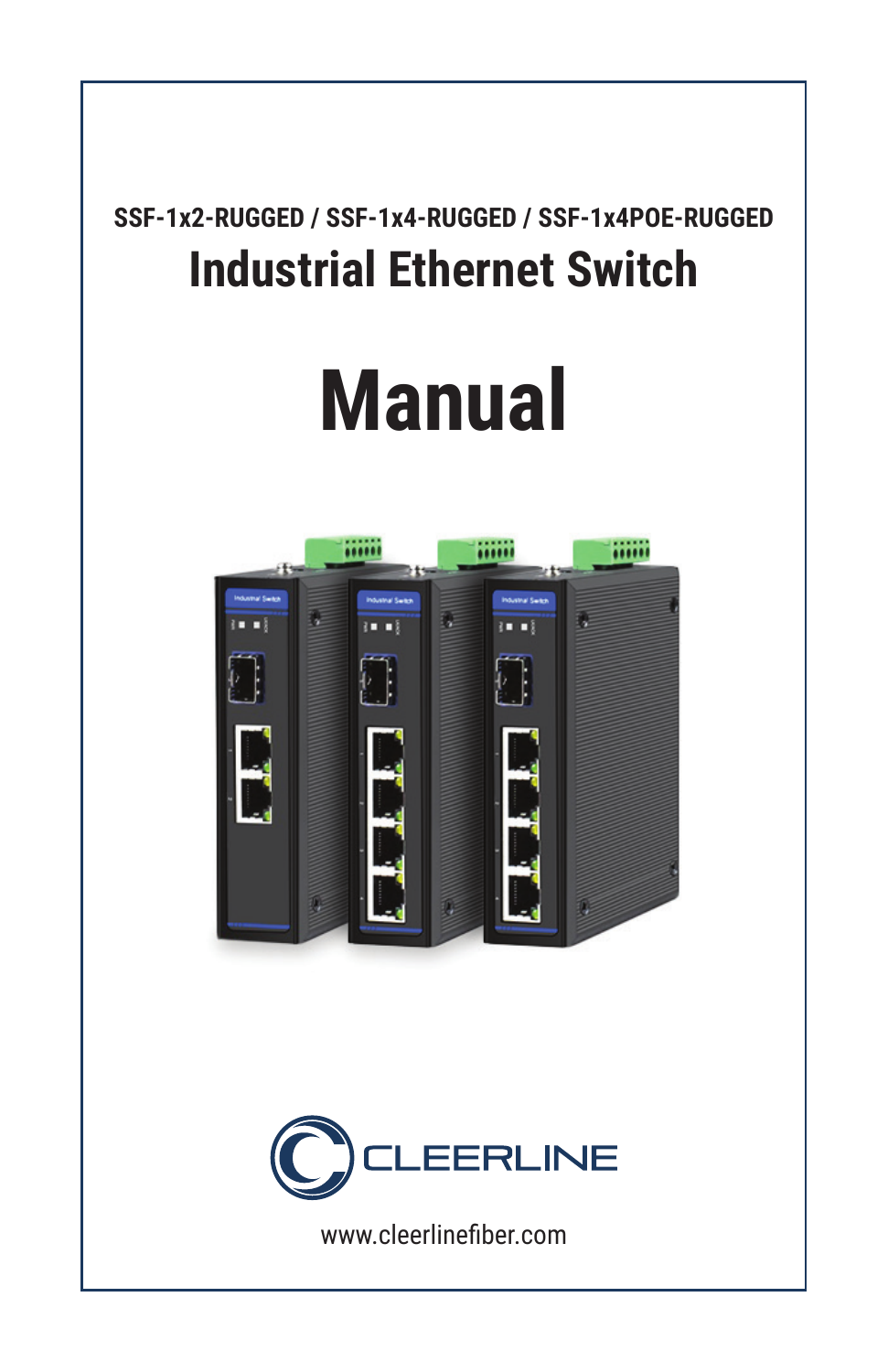**SSF-1x2-RUGGED / SSF-1x4-RUGGED / SSF-1x4POE-RUGGED**

# Industrial Ethernet Switch

# Manual

CLEERLINE

www.cleerlinefiber.com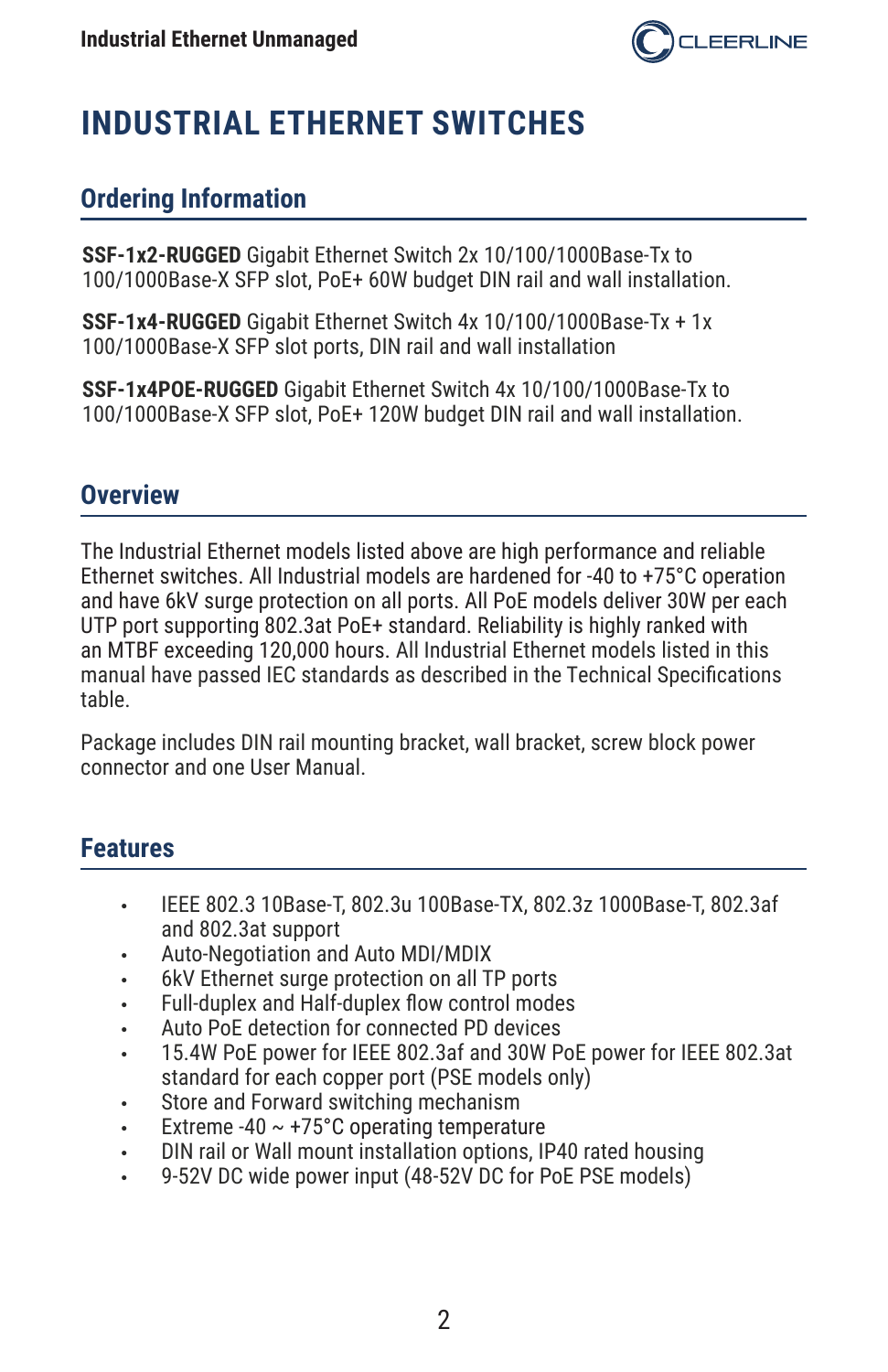# INDUSTRIAL ETHERNET SWITCHES

## Ordering Information

**SSF-1x2-RUGGED** Gigabit Ethernet Switch 2x 10/100/1000Base-Tx to 100/1000Base-X SFP slot, PoE+ 60W budget DIN rail and wall installation.

**SSF-1x4-RUGGED** Gigabit Ethernet Switch 4x 10/100/1000Base-Tx + 1x 100/1000Base-X SFP slot ports, DIN rail and wall installation

**SSF-1x4POE-RUGGED** Gigabit Ethernet Switch 4x 10/100/1000Base-Tx to 100/1000Base-X SFP slot, PoE+ 120W budget DIN rail and wall installation.

## Overview

The Industrial Ethernet models listed above are high performance and reliable Ethernet switches. All Industrial models are hardened for -40 to +75°C operation and have 6kV surge protection on all ports. All PoE models deliver 30W per each UTP port supporting 802.3at PoE+ standard. Reliability is highly ranked with an MTBF exceeding 120,000 hours. All Industrial Ethernet models listed in this manual have passed IEC standards as described in the Technical Specifications table.

Package includes DIN rail mounting bracket, wall bracket, screw block power connector and one User Manual.

## Features

- IEEE 802.3 10Base-T, 802.3u 100Base-TX, 802.3z 1000Base-T, 802.3af and 802.3at support
- Auto-Negotiation and Auto MDI/MDIX
- 6kV Ethernet surge protection on all TP ports
- Full-duplex and Half-duplex flow control modes
- Auto PoE detection for connected PD devices
- 15.4W PoE power for IEEE 802.3af and 30W PoE power for IEEE 802.3at standard for each copper port (PSE models only)
- Store and Forward switching mechanism
- Extreme -40 ~ +75°C operating temperature
- DIN rail or Wall mount installation options, IP40 rated housing
- 9-52V DC wide power input (48-52V DC for PoE PSE models)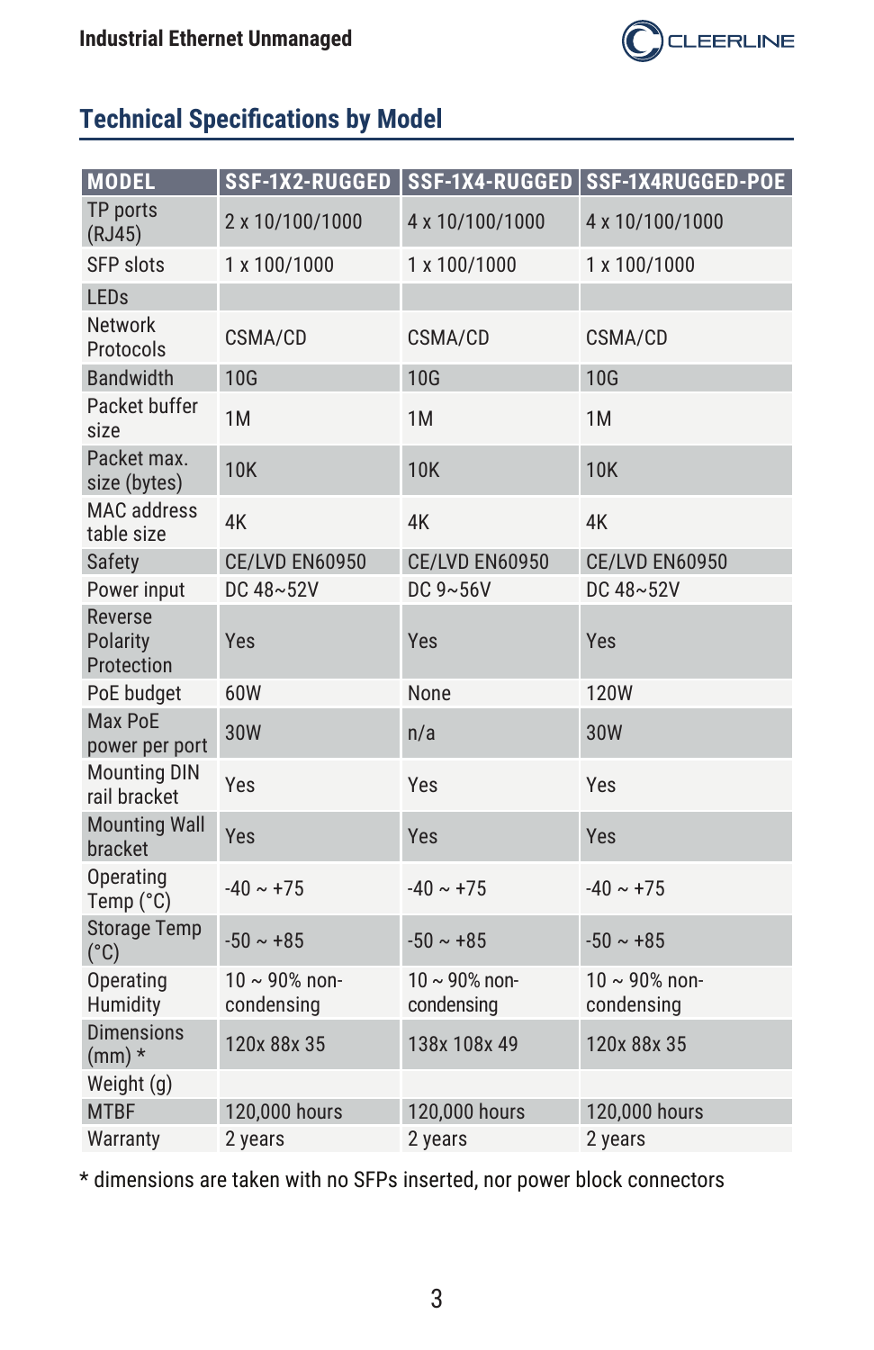## Technical Specifications by Model

| MODEL | SSF-1X2-RUGGED | SSF-1X4-RUGGED | SSF-1X4RUGGED-POE |
|---|---|---|---|
| TP ports (RJ45) | 2 x 10/100/1000 | 4 x 10/100/1000 | 4 x 10/100/1000 |
| SFP slots | 1 x 100/1000 | 1 x 100/1000 | 1 x 100/1000 |
| LEDs | | | |
| Network Protocols | CSMA/CD | CSMA/CD | CSMA/CD |
| Bandwidth | 10G | 10G | 10G |
| Packet buffer size | 1M | 1M | 1M |
| Packet max. size (bytes) | 10K | 10K | 10K |
| MAC address table size | 4K | 4K | 4K |
| Safety | CE/LVD EN60950 | CE/LVD EN60950 | CE/LVD EN60950 |
| Power input | DC 48~52V | DC 9~56V | DC 48~52V |
| Reverse Polarity Protection | Yes | Yes | Yes |
| PoE budget | 60W | None | 120W |
| Max PoE power per port | 30W | n/a | 30W |
| Mounting DIN rail bracket | Yes | Yes | Yes |
| Mounting Wall bracket | Yes | Yes | Yes |
| Operating Temp (°C) | -40 ~ +75 | -40 ~ +75 | -40 ~ +75 |
| Storage Temp (°C) | -50 ~ +85 | -50 ~ +85 | -50 ~ +85 |
| Operating Humidity | 10 ~ 90% non-condensing | 10 ~ 90% non-condensing | 10 ~ 90% non-condensing |
| Dimensions (mm) * | 120x 88x 35 | 138x 108x 49 | 120x 88x 35 |
| Weight (g) | | | |
| MTBF | 120,000 hours | 120,000 hours | 120,000 hours |
| Warranty | 2 years | 2 years | 2 years |

* dimensions are taken with no SFPs inserted, nor power block connectors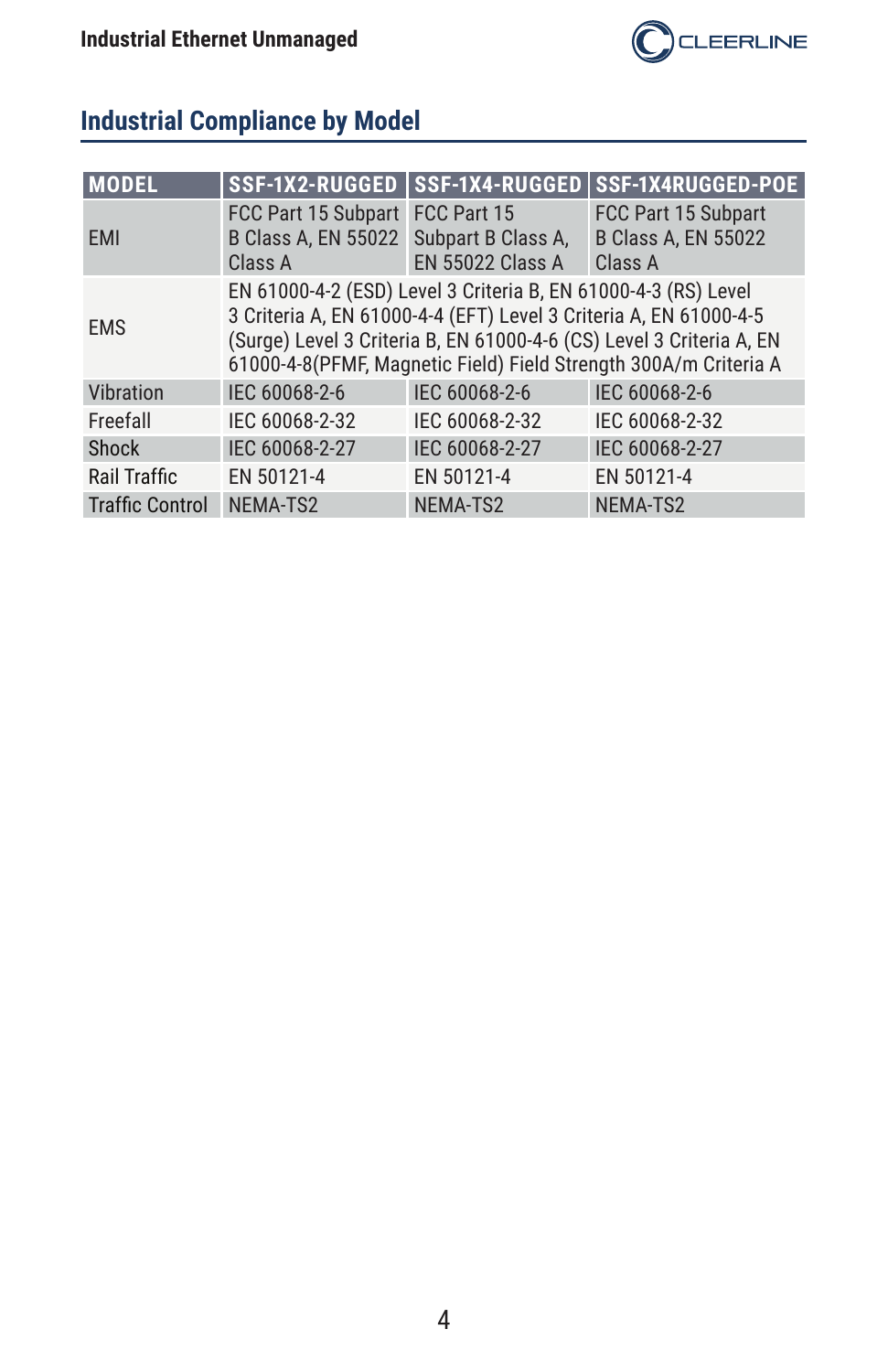## Industrial Compliance by Model

| MODEL | SSF-1X2-RUGGED | SSF-1X4-RUGGED | SSF-1X4RUGGED-POE |
|---|---|---|---|
| EMI | FCC Part 15 Subpart B Class A, EN 55022 Class A | FCC Part 15 Subpart B Class A, EN 55022 Class A | FCC Part 15 Subpart B Class A, EN 55022 Class A |
| EMS | EN 61000-4-2 (ESD) Level 3 Criteria B, EN 61000-4-3 (RS) Level 3 Criteria A, EN 61000-4-4 (EFT) Level 3 Criteria A, EN 61000-4-5 (Surge) Level 3 Criteria B, EN 61000-4-6 (CS) Level 3 Criteria A, EN 61000-4-8(PFMF, Magnetic Field) Field Strength 300A/m Criteria A | | |
| Vibration | IEC 60068-2-6 | IEC 60068-2-6 | IEC 60068-2-6 |
| Freefall | IEC 60068-2-32 | IEC 60068-2-32 | IEC 60068-2-32 |
| Shock | IEC 60068-2-27 | IEC 60068-2-27 | IEC 60068-2-27 |
| Rail Traffic | EN 50121-4 | EN 50121-4 | EN 50121-4 |
| Traffic Control | NEMA-TS2 | NEMA-TS2 | NEMA-TS2 |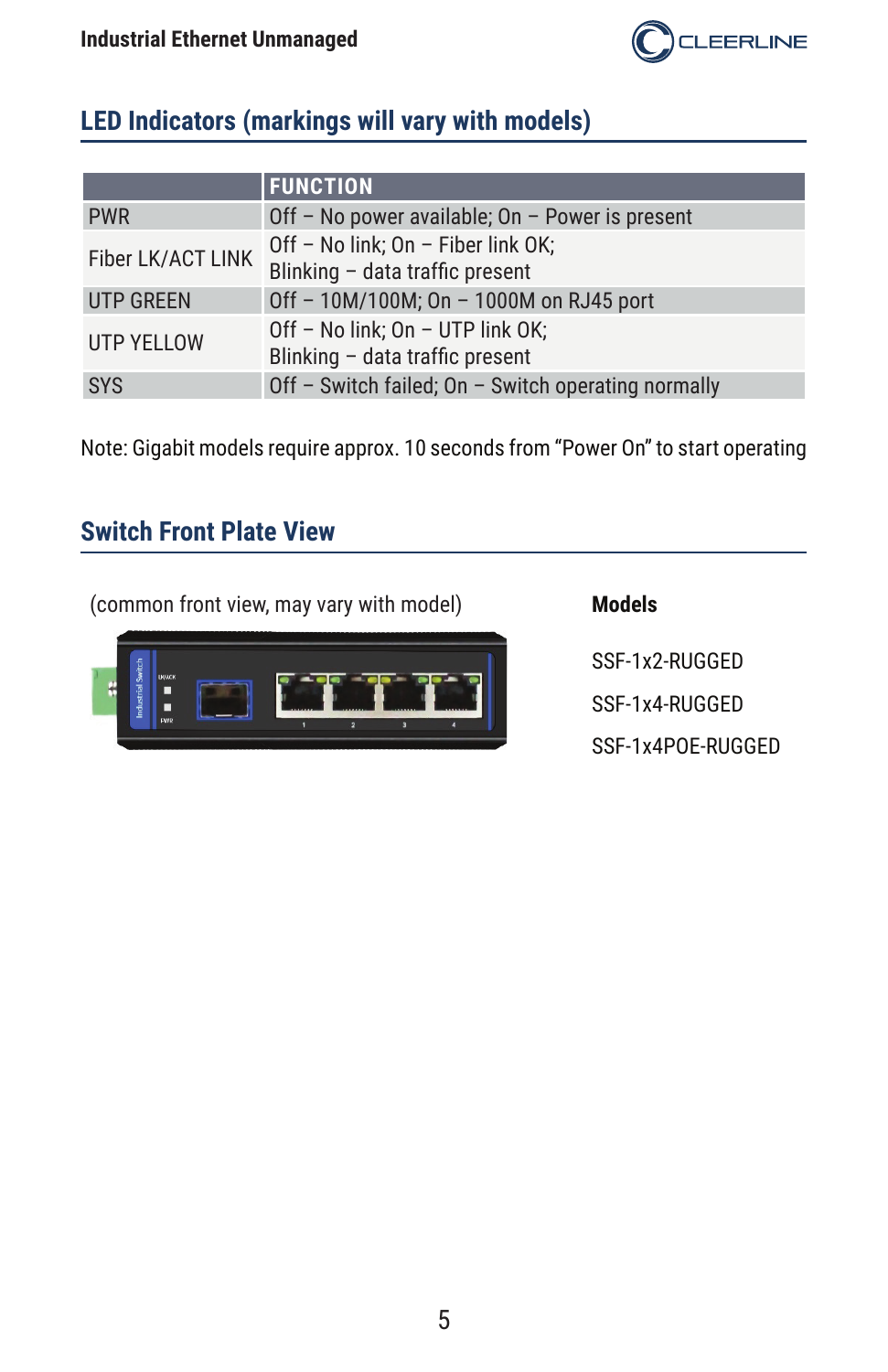## LED Indicators (markings will vary with models)

| | FUNCTION |
|---|---|
| PWR | Off – No power available; On – Power is present |
| Fiber LK/ACT LINK | Off – No link; On – Fiber link OK; Blinking – data traffic present |
| UTP GREEN | Off – 10M/100M; On – 1000M on RJ45 port |
| UTP YELLOW | Off – No link; On – UTP link OK; Blinking – data traffic present |
| SYS | Off – Switch failed; On – Switch operating normally |

Note: Gigabit models require approx. 10 seconds from "Power On" to start operating

## Switch Front Plate View

(common front view, may vary with model)

**Models**

SSF-1x2-RUGGED

SSF-1x4-RUGGED

SSF-1x4POE-RUGGED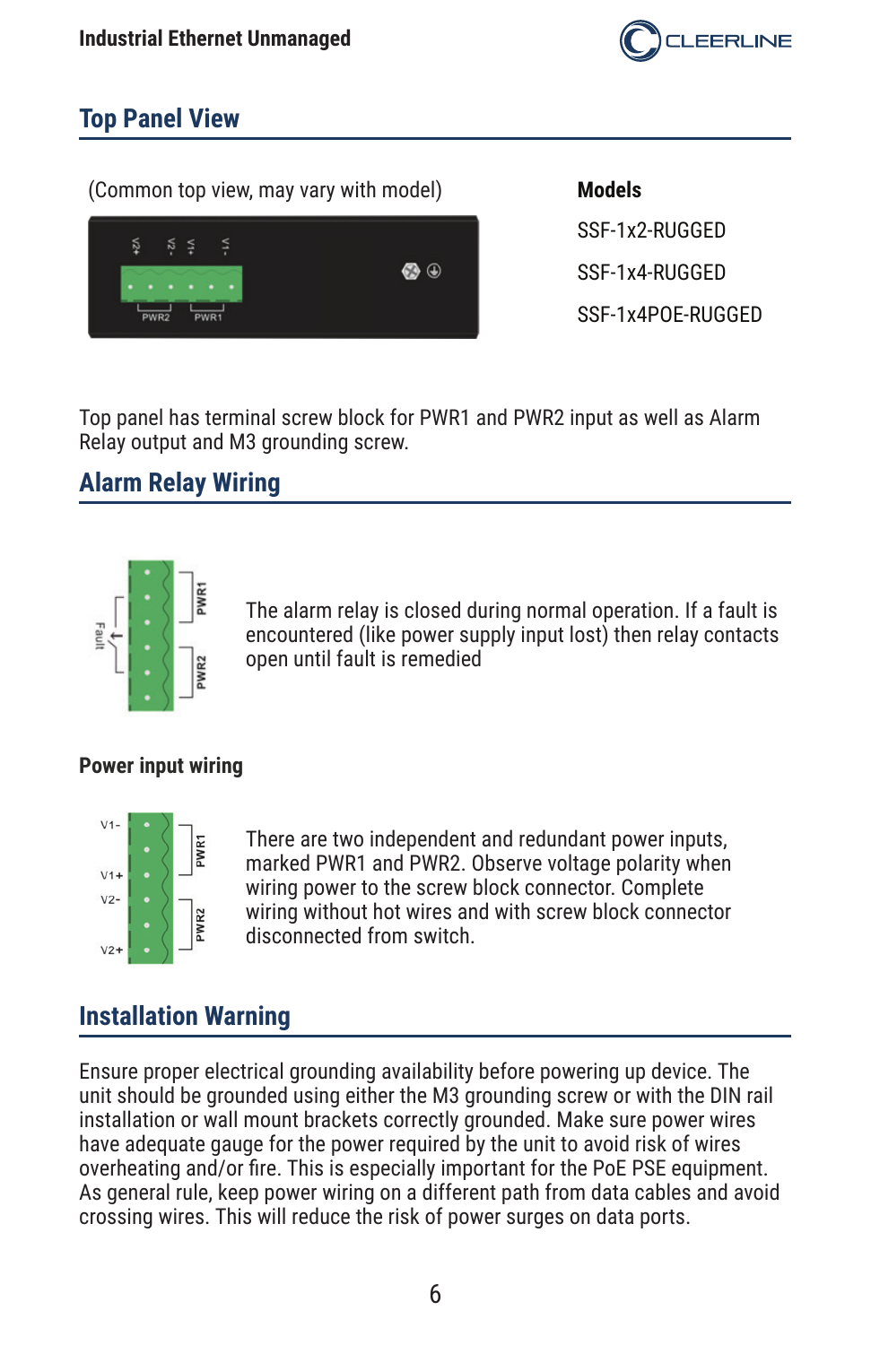## Top Panel View

(Common top view, may vary with model)

**Models**

SSF-1x2-RUGGED

SSF-1x4-RUGGED

SSF-1x4POE-RUGGED

Top panel has terminal screw block for PWR1 and PWR2 input as well as Alarm Relay output and M3 grounding screw.

## Alarm Relay Wiring

The alarm relay is closed during normal operation. If a fault is encountered (like power supply input lost) then relay contacts open until fault is remedied

**Power input wiring**

There are two independent and redundant power inputs, marked PWR1 and PWR2. Observe voltage polarity when wiring power to the screw block connector. Complete wiring without hot wires and with screw block connector disconnected from switch.

## Installation Warning

Ensure proper electrical grounding availability before powering up device. The unit should be grounded using either the M3 grounding screw or with the DIN rail installation or wall mount brackets correctly grounded. Make sure power wires have adequate gauge for the power required by the unit to avoid risk of wires overheating and/or fire. This is especially important for the PoE PSE equipment. As general rule, keep power wiring on a different path from data cables and avoid crossing wires. This will reduce the risk of power surges on data ports.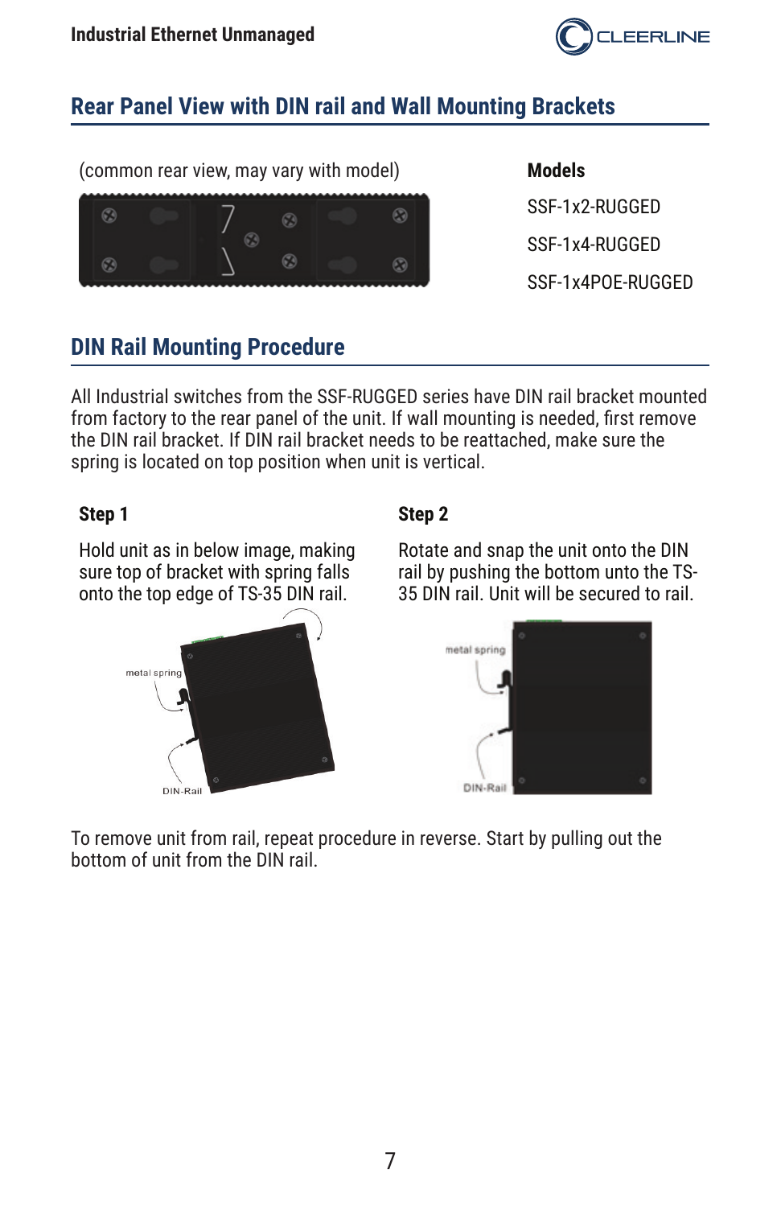## Rear Panel View with DIN rail and Wall Mounting Brackets

(common rear view, may vary with model)

**Models**

SSF-1x2-RUGGED

SSF-1x4-RUGGED

SSF-1x4POE-RUGGED

## DIN Rail Mounting Procedure

All Industrial switches from the SSF-RUGGED series have DIN rail bracket mounted from factory to the rear panel of the unit. If wall mounting is needed, first remove the DIN rail bracket. If DIN rail bracket needs to be reattached, make sure the spring is located on top position when unit is vertical.

**Step 1**

Hold unit as in below image, making sure top of bracket with spring falls onto the top edge of TS-35 DIN rail.

**Step 2**

Rotate and snap the unit onto the DIN rail by pushing the bottom unto the TS-35 DIN rail. Unit will be secured to rail.

To remove unit from rail, repeat procedure in reverse. Start by pulling out the bottom of unit from the DIN rail.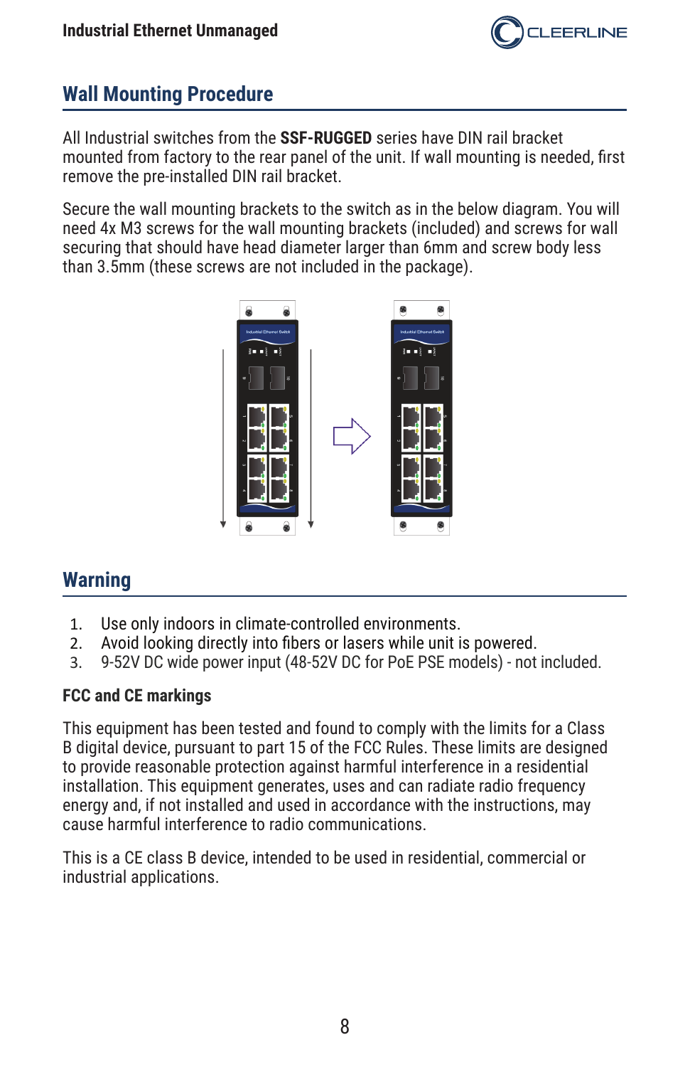## Wall Mounting Procedure

All Industrial switches from the **SSF-RUGGED** series have DIN rail bracket mounted from factory to the rear panel of the unit. If wall mounting is needed, first remove the pre-installed DIN rail bracket.

Secure the wall mounting brackets to the switch as in the below diagram. You will need 4x M3 screws for the wall mounting brackets (included) and screws for wall securing that should have head diameter larger than 6mm and screw body less than 3.5mm (these screws are not included in the package).

## Warning

1. Use only indoors in climate-controlled environments.
2. Avoid looking directly into fibers or lasers while unit is powered.
3. 9-52V DC wide power input (48-52V DC for PoE PSE models) - not included.

### FCC and CE markings

This equipment has been tested and found to comply with the limits for a Class B digital device, pursuant to part 15 of the FCC Rules. These limits are designed to provide reasonable protection against harmful interference in a residential installation. This equipment generates, uses and can radiate radio frequency energy and, if not installed and used in accordance with the instructions, may cause harmful interference to radio communications.

This is a CE class B device, intended to be used in residential, commercial or industrial applications.